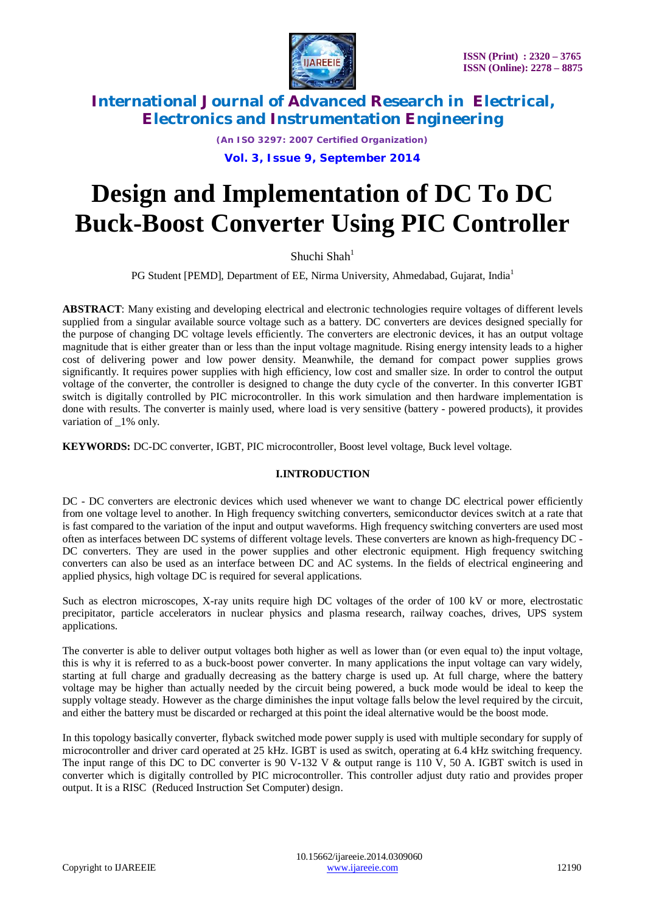# Design and Implementation of DC To DC Buck-Boost Converter Using PIC Controller

Shuchi Shah[1]

PG Student [PEMD], Department of EE, Nirma University, Ahmedabad, Gujarat, India[1]

**ABSTRACT**: Many existing and developing electrical and electronic technologies require voltages of different levels supplied from a singular available source voltage such as a battery. DC converters are devices designed specially for the purpose of changing DC voltage levels efficiently. The converters are electronic devices, it has an output voltage magnitude that is either greater than or less than the input voltage magnitude. Rising energy intensity leads to a higher cost of delivering power and low power density. Meanwhile, the demand for compact power supplies grows significantly. It requires power supplies with high efficiency, low cost and smaller size. In order to control the output voltage of the converter, the controller is designed to change the duty cycle of the converter. In this converter IGBT switch is digitally controlled by PIC microcontroller. In this work simulation and then hardware implementation is done with results. The converter is mainly used, where load is very sensitive (battery - powered products), it provides variation of _1% only.

**KEYWORDS:** DC-DC converter, IGBT, PIC microcontroller, Boost level voltage, Buck level voltage.

## I.INTRODUCTION

DC - DC converters are electronic devices which used whenever we want to change DC electrical power efficiently from one voltage level to another. In High frequency switching converters, semiconductor devices switch at a rate that is fast compared to the variation of the input and output waveforms. High frequency switching converters are used most often as interfaces between DC systems of different voltage levels. These converters are known as high-frequency DC - DC converters. They are used in the power supplies and other electronic equipment. High frequency switching converters can also be used as an interface between DC and AC systems. In the fields of electrical engineering and applied physics, high voltage DC is required for several applications.

Such as electron microscopes, X-ray units require high DC voltages of the order of 100 kV or more, electrostatic precipitator, particle accelerators in nuclear physics and plasma research, railway coaches, drives, UPS system applications.

The converter is able to deliver output voltages both higher as well as lower than (or even equal to) the input voltage, this is why it is referred to as a buck-boost power converter. In many applications the input voltage can vary widely, starting at full charge and gradually decreasing as the battery charge is used up. At full charge, where the battery voltage may be higher than actually needed by the circuit being powered, a buck mode would be ideal to keep the supply voltage steady. However as the charge diminishes the input voltage falls below the level required by the circuit, and either the battery must be discarded or recharged at this point the ideal alternative would be the boost mode.

In this topology basically converter, flyback switched mode power supply is used with multiple secondary for supply of microcontroller and driver card operated at 25 kHz. IGBT is used as switch, operating at 6.4 kHz switching frequency. The input range of this DC to DC converter is 90 V-132 V & output range is 110 V, 50 A. IGBT switch is used in converter which is digitally controlled by PIC microcontroller. This controller adjust duty ratio and provides proper output. It is a RISC (Reduced Instruction Set Computer) design.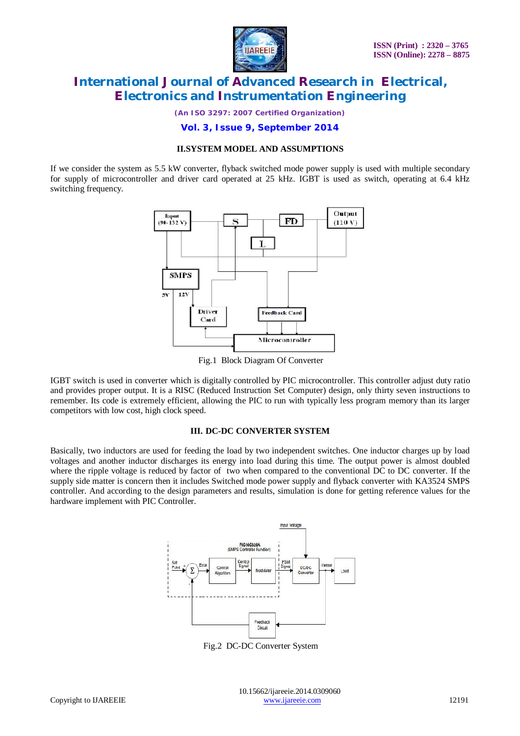## II.SYSTEM MODEL AND ASSUMPTIONS

If we consider the system as 5.5 kW converter, flyback switched mode power supply is used with multiple secondary for supply of microcontroller and driver card operated at 25 kHz. IGBT is used as switch, operating at 6.4 kHz switching frequency.

Fig.1 Block Diagram Of Converter

IGBT switch is used in converter which is digitally controlled by PIC microcontroller. This controller adjust duty ratio and provides proper output. It is a RISC (Reduced Instruction Set Computer) design, only thirty seven instructions to remember. Its code is extremely efficient, allowing the PIC to run with typically less program memory than its larger competitors with low cost, high clock speed.

## III. DC-DC CONVERTER SYSTEM

Basically, two inductors are used for feeding the load by two independent switches. One inductor charges up by load voltages and another inductor discharges its energy into load during this time. The output power is almost doubled where the ripple voltage is reduced by factor of two when compared to the conventional DC to DC converter. If the supply side matter is concern then it includes Switched mode power supply and flyback converter with KA3524 SMPS controller. And according to the design parameters and results, simulation is done for getting reference values for the hardware implement with PIC Controller.

Fig.2 DC-DC Converter System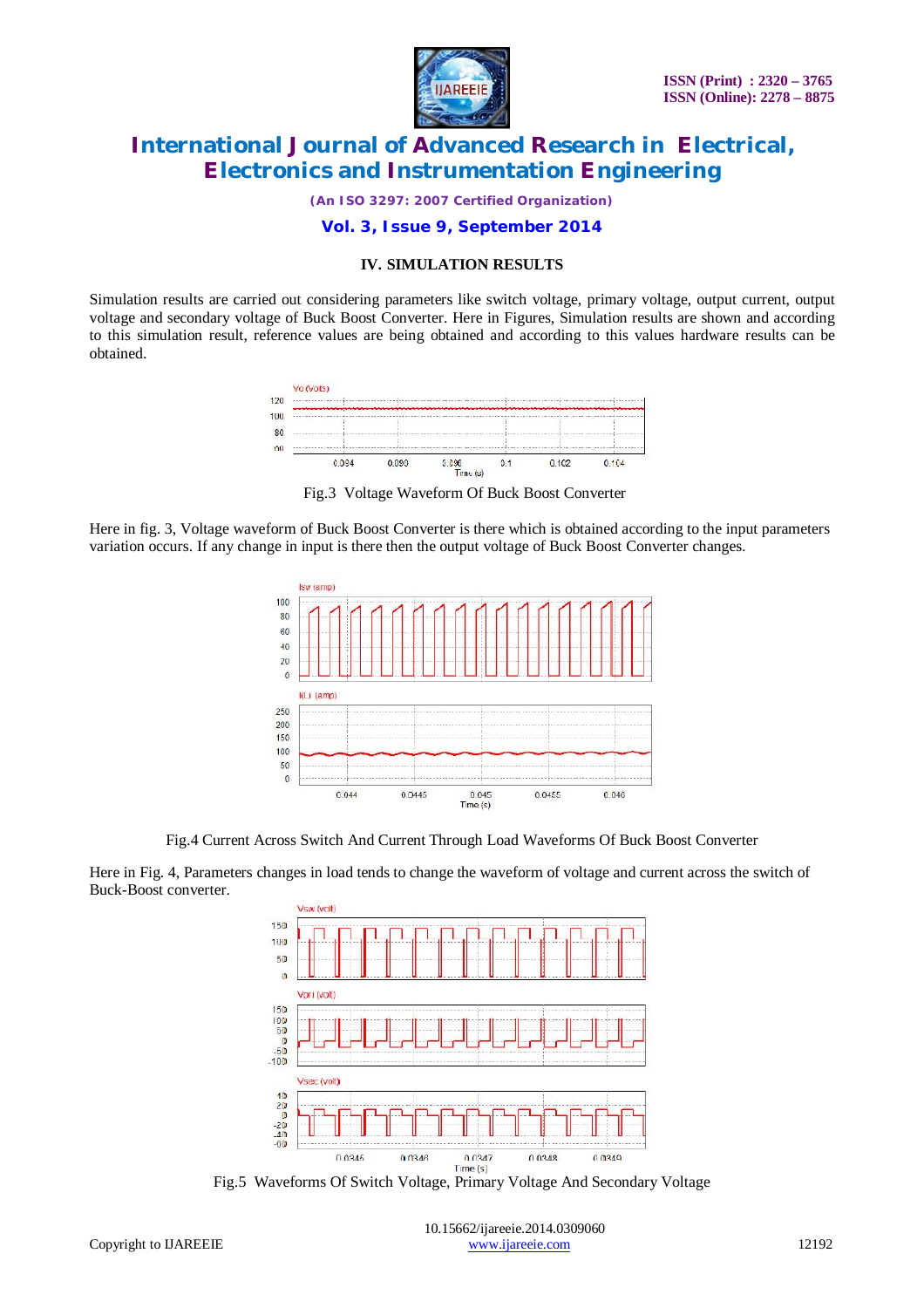### IV. SIMULATION RESULTS

Simulation results are carried out considering parameters like switch voltage, primary voltage, output current, output voltage and secondary voltage of Buck Boost Converter. Here in Figures, Simulation results are shown and according to this simulation result, reference values are being obtained and according to this values hardware results can be obtained.

Fig.3 Voltage Waveform Of Buck Boost Converter

Here in fig. 3, Voltage waveform of Buck Boost Converter is there which is obtained according to the input parameters variation occurs. If any change in input is there then the output voltage of Buck Boost Converter changes.

Fig.4 Current Across Switch And Current Through Load Waveforms Of Buck Boost Converter

Here in Fig. 4, Parameters changes in load tends to change the waveform of voltage and current across the switch of Buck-Boost converter.

Fig.5 Waveforms Of Switch Voltage, Primary Voltage And Secondary Voltage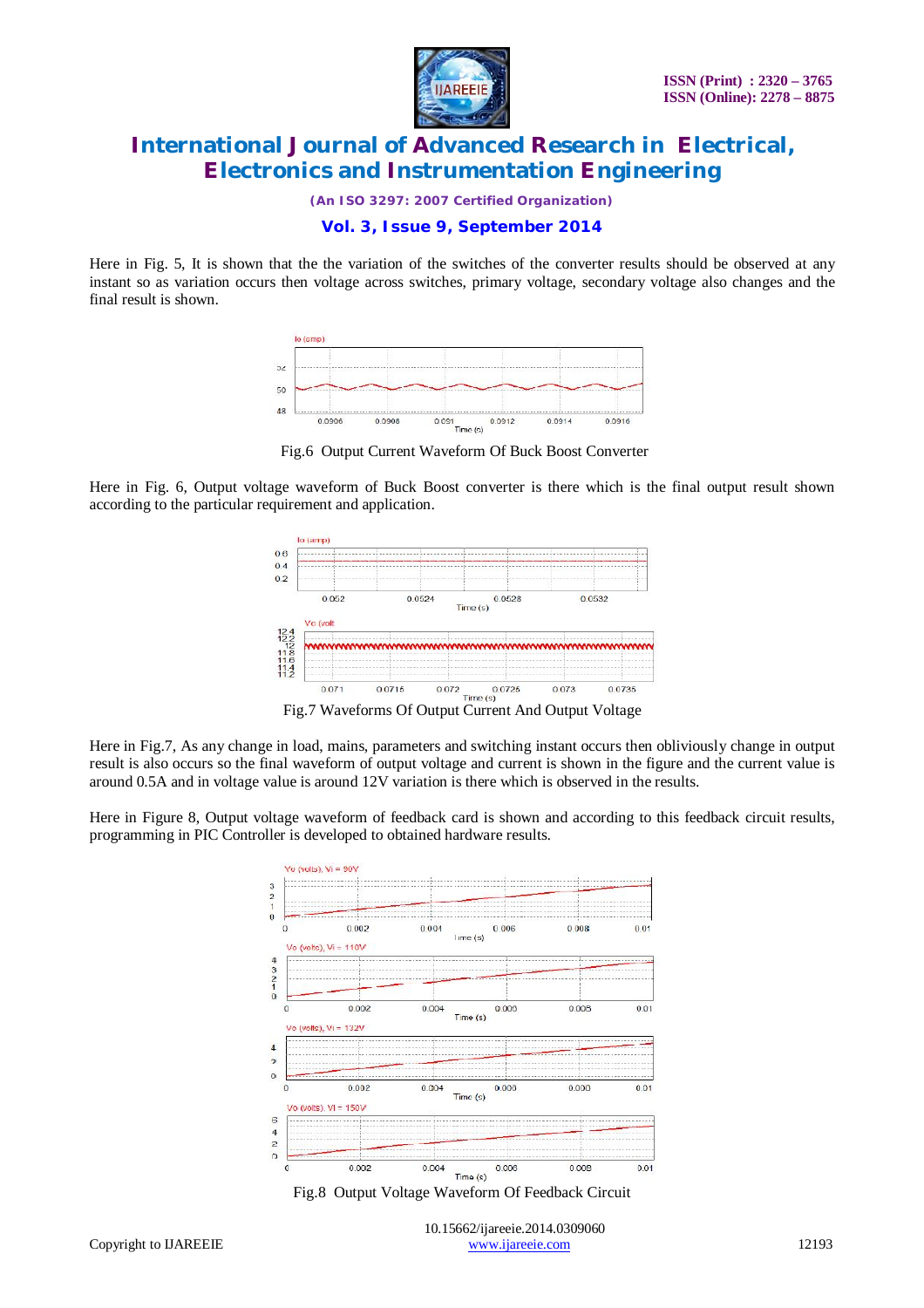Here in Fig. 5, It is shown that the the variation of the switches of the converter results should be observed at any instant so as variation occurs then voltage across switches, primary voltage, secondary voltage also changes and the final result is shown.

Fig.6 Output Current Waveform Of Buck Boost Converter

Here in Fig. 6, Output voltage waveform of Buck Boost converter is there which is the final output result shown according to the particular requirement and application.

Fig.7 Waveforms Of Output Current And Output Voltage

Here in Fig.7, As any change in load, mains, parameters and switching instant occurs then obliviously change in output result is also occurs so the final waveform of output voltage and current is shown in the figure and the current value is around 0.5A and in voltage value is around 12V variation is there which is observed in the results.

Here in Figure 8, Output voltage waveform of feedback card is shown and according to this feedback circuit results, programming in PIC Controller is developed to obtained hardware results.

Fig.8 Output Voltage Waveform Of Feedback Circuit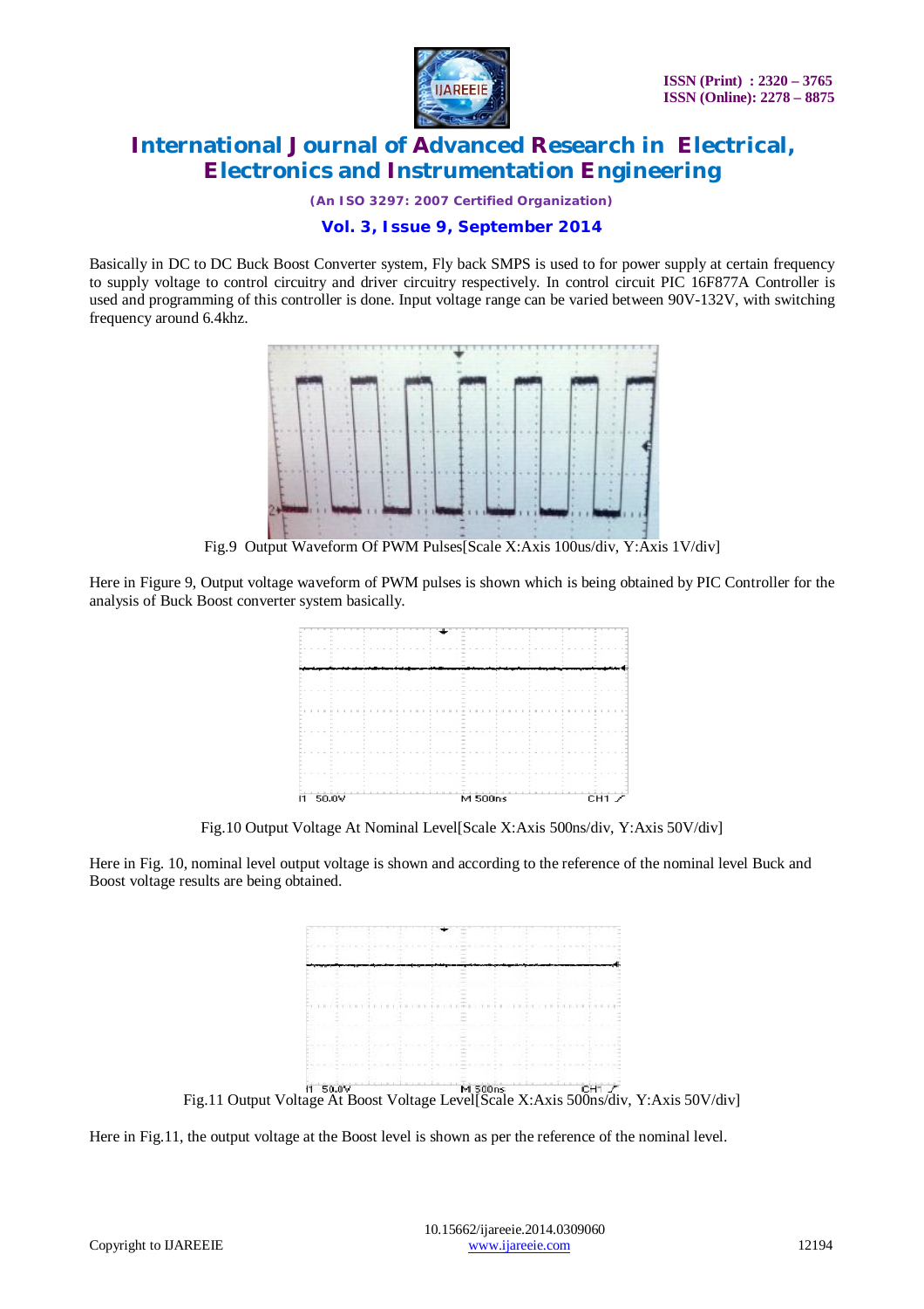Basically in DC to DC Buck Boost Converter system, Fly back SMPS is used to for power supply at certain frequency to supply voltage to control circuitry and driver circuitry respectively. In control circuit PIC 16F877A Controller is used and programming of this controller is done. Input voltage range can be varied between 90V-132V, with switching frequency around 6.4khz.

Fig.9 Output Waveform Of PWM Pulses[Scale X:Axis 100us/div, Y:Axis 1V/div]

Here in Figure 9, Output voltage waveform of PWM pulses is shown which is being obtained by PIC Controller for the analysis of Buck Boost converter system basically.

Fig.10 Output Voltage At Nominal Level[Scale X:Axis 500ns/div, Y:Axis 50V/div]

Here in Fig. 10, nominal level output voltage is shown and according to the reference of the nominal level Buck and Boost voltage results are being obtained.

Fig.11 Output Voltage At Boost Voltage Level[Scale X:Axis 500ns/div, Y:Axis 50V/div]

Here in Fig.11, the output voltage at the Boost level is shown as per the reference of the nominal level.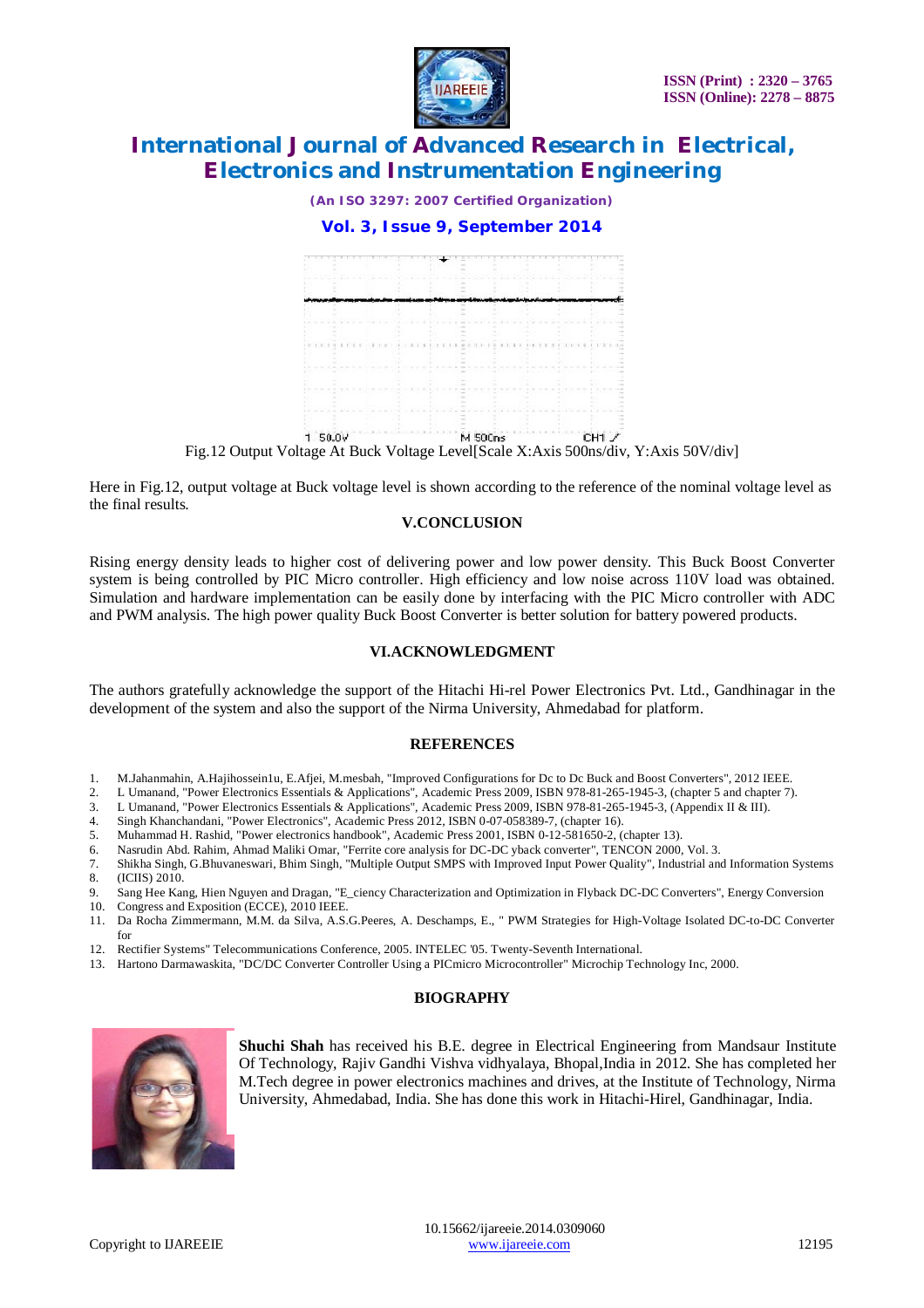1 50.0V M 500ns CH1 ⁄

Fig.12 Output Voltage At Buck Voltage Level[Scale X:Axis 500ns/div, Y:Axis 50V/div]

Here in Fig.12, output voltage at Buck voltage level is shown according to the reference of the nominal voltage level as the final results.

## V.CONCLUSION

Rising energy density leads to higher cost of delivering power and low power density. This Buck Boost Converter system is being controlled by PIC Micro controller. High efficiency and low noise across 110V load was obtained. Simulation and hardware implementation can be easily done by interfacing with the PIC Micro controller with ADC and PWM analysis. The high power quality Buck Boost Converter is better solution for battery powered products.

## VI.ACKNOWLEDGMENT

The authors gratefully acknowledge the support of the Hitachi Hi-rel Power Electronics Pvt. Ltd., Gandhinagar in the development of the system and also the support of the Nirma University, Ahmedabad for platform.

## REFERENCES

1. M.Jahanmahin, A.Hajihossein1u, E.Afjei, M.mesbah, "Improved Configurations for Dc to Dc Buck and Boost Converters", 2012 IEEE.
2. L Umanand, "Power Electronics Essentials & Applications", Academic Press 2009, ISBN 978-81-265-1945-3, (chapter 5 and chapter 7).
3. L Umanand, "Power Electronics Essentials & Applications", Academic Press 2009, ISBN 978-81-265-1945-3, (Appendix II & III).
4. Singh Khanchandani, "Power Electronics", Academic Press 2012, ISBN 0-07-058389-7, (chapter 16).
5. Muhammad H. Rashid, "Power electronics handbook", Academic Press 2001, ISBN 0-12-581650-2, (chapter 13).
6. Nasrudin Abd. Rahim, Ahmad Maliki Omar, "Ferrite core analysis for DC-DC yback converter", TENCON 2000, Vol. 3.
7. Shikha Singh, G.Bhuvaneswari, Bhim Singh, "Multiple Output SMPS with Improved Input Power Quality", Industrial and Information Systems
8. (ICIIS) 2010.
9. Sang Hee Kang, Hien Nguyen and Dragan, "E_ciency Characterization and Optimization in Flyback DC-DC Converters", Energy Conversion
10. Congress and Exposition (ECCE), 2010 IEEE.
11. Da Rocha Zimmermann, M.M. da Silva, A.S.G.Peeres, A. Deschamps, E., " PWM Strategies for High-Voltage Isolated DC-to-DC Converter for
12. Rectifier Systems" Telecommunications Conference, 2005. INTELEC '05. Twenty-Seventh International.
13. Hartono Darmawaskita, "DC/DC Converter Controller Using a PICmicro Microcontroller" Microchip Technology Inc, 2000.

## BIOGRAPHY

**Shuchi Shah** has received his B.E. degree in Electrical Engineering from Mandsaur Institute Of Technology, Rajiv Gandhi Vishva vidhyalaya, Bhopal,India in 2012. She has completed her M.Tech degree in power electronics machines and drives, at the Institute of Technology, Nirma University, Ahmedabad, India. She has done this work in Hitachi-Hirel, Gandhinagar, India.